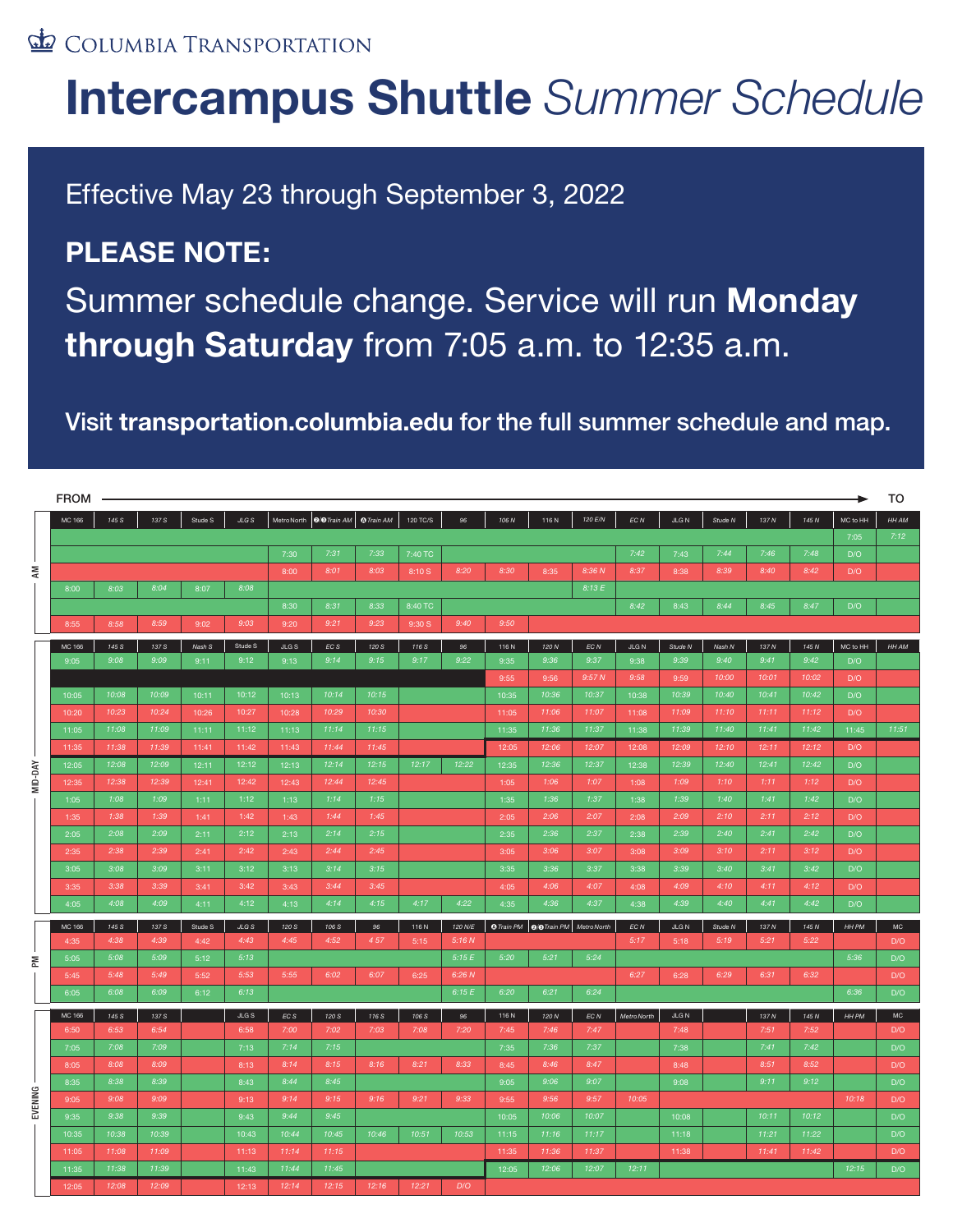COLUMBIA TRANSPORTATION

# **Intercampus Shuttle** *Summer Schedule*

Effective May 23 through September 3, 2022

## PLEASE NOTE:

Summer schedule change. Service will run **Monday through Saturday** from 7:05 a.m. to 12:35 a.m.

**Visit transportation.columbia.edu for the full summer schedule and map.**

FROM → TO

### AM

| MC 166 | 145 S | 137 S | Stude S | JLG S | Metro North | 2/3 Train AM | 1 Train AM | 120 TC/S | 96 | 106 N | 116 N | 120 E/N | EC N | JLG N | Stude N | 137 N | 145 N | MC to HH | HH AM |
|---|---|---|---|---|---|---|---|---|---|---|---|---|---|---|---|---|---|---|---|
| | | | | | | | | | | | | | | | | | | 7:05 | 7:12 |
| | | | | | 7:30 | 7:31 | 7:33 | 7:40 TC | | | | | 7:42 | 7:43 | 7:44 | 7:46 | 7:48 | D/O | |
| | | | | | 8:00 | 8:01 | 8:03 | 8:10 S | 8:20 | 8:30 | 8:35 | 8:36 N | 8:37 | 8:38 | 8:39 | 8:40 | 8:42 | D/O | |
| 8:00 | 8:03 | 8:04 | 8:07 | 8:08 | | | | | | | | 8:13 E | | | | | | | |
| | | | | | 8:30 | 8:31 | 8:33 | 8:40 TC | | | | | 8:42 | 8:43 | 8:44 | 8:45 | 8:47 | D/O | |
| 8:55 | 8:58 | 8:59 | 9:02 | 9:03 | 9:20 | 9:21 | 9:23 | 9:30 S | 9:40 | 9:50 | | | | | | | | | |

### MID-DAY

| MC 166 | 145 S | 137 S | Nash S | Stude S | JLG S | EC S | 120 S | 116 S | 96 | 116 N | 120 N | EC N | JLG N | Stude N | Nash N | 137 N | 145 N | MC to HH | HH AM |
|---|---|---|---|---|---|---|---|---|---|---|---|---|---|---|---|---|---|---|---|
| 9:05 | 9:08 | 9:09 | 9:11 | 9:12 | 9:13 | 9:14 | 9:15 | 9:17 | 9:22 | 9:35 | 9:36 | 9:37 | 9:38 | 9:39 | 9:40 | 9:41 | 9:42 | D/O | |
| | | | | | | | | | | 9:55 | 9:56 | 9:57 N | 9:58 | 9:59 | 10:00 | 10:01 | 10:02 | D/O | |
| 10:05 | 10:08 | 10:09 | 10:11 | 10:12 | 10:13 | 10:14 | 10:15 | | | 10:35 | 10:36 | 10:37 | 10:38 | 10:39 | 10:40 | 10:41 | 10:42 | D/O | |
| 10:20 | 10:23 | 10:24 | 10:26 | 10:27 | 10:28 | 10:29 | 10:30 | | | 11:05 | 11:06 | 11:07 | 11:08 | 11:09 | 11:10 | 11:11 | 11:12 | D/O | |
| 11:05 | 11:08 | 11:09 | 11:11 | 11:12 | 11:13 | 11:14 | 11:15 | | | 11:35 | 11:36 | 11:37 | 11:38 | 11:39 | 11:40 | 11:41 | 11:42 | 11:45 | 11:51 |
| 11:35 | 11:38 | 11:39 | 11:41 | 11:42 | 11:43 | 11:44 | 11:45 | | | 12:05 | 12:06 | 12:07 | 12:08 | 12:09 | 12:10 | 12:11 | 12:12 | D/O | |
| 12:05 | 12:08 | 12:09 | 12:11 | 12:12 | 12:13 | 12:14 | 12:15 | 12:17 | 12:22 | 12:35 | 12:36 | 12:37 | 12:38 | 12:39 | 12:40 | 12:41 | 12:42 | D/O | |
| 12:35 | 12:38 | 12:39 | 12:41 | 12:42 | 12:43 | 12:44 | 12:45 | | | 1:05 | 1:06 | 1:07 | 1:08 | 1:09 | 1:10 | 1:11 | 1:12 | D/O | |
| 1:05 | 1:08 | 1:09 | 1:11 | 1:12 | 1:13 | 1:14 | 1:15 | | | 1:35 | 1:36 | 1:37 | 1:38 | 1:39 | 1:40 | 1:41 | 1:42 | D/O | |
| 1:35 | 1:38 | 1:39 | 1:41 | 1:42 | 1:43 | 1:44 | 1:45 | | | 2:05 | 2:06 | 2:07 | 2:08 | 2:09 | 2:10 | 2:11 | 2:12 | D/O | |
| 2:05 | 2:08 | 2:09 | 2:11 | 2:12 | 2:13 | 2:14 | 2:15 | | | 2:35 | 2:36 | 2:37 | 2:38 | 2:39 | 2:40 | 2:41 | 2:42 | D/O | |
| 2:35 | 2:38 | 2:39 | 2:41 | 2:42 | 2:43 | 2:44 | 2:45 | | | 3:05 | 3:06 | 3:07 | 3:08 | 3:09 | 3:10 | 2:11 | 3:12 | D/O | |
| 3:05 | 3:08 | 3:09 | 3:11 | 3:12 | 3:13 | 3:14 | 3:15 | | | 3:35 | 3:36 | 3:37 | 3:38 | 3:39 | 3:40 | 3:41 | 3:42 | D/O | |
| 3:35 | 3:38 | 3:39 | 3:41 | 3:42 | 3:43 | 3:44 | 3:45 | | | 4:05 | 4:06 | 4:07 | 4:08 | 4:09 | 4:10 | 4:11 | 4:12 | D/O | |
| 4:05 | 4:08 | 4:09 | 4:11 | 4:12 | 4:13 | 4:14 | 4:15 | 4:17 | 4:22 | 4:35 | 4:36 | 4:37 | 4:38 | 4:39 | 4:40 | 4:41 | 4:42 | D/O | |

### PM

| MC 166 | 145 S | 137 S | Stude S | JLG S | 120 S | 106 S | 96 | 116 N | 120 N/E | 1 Train PM | 2/3 Train PM | Metro North | EC N | JLG N | Stude N | 137 N | 145 N | HH PM | MC |
|---|---|---|---|---|---|---|---|---|---|---|---|---|---|---|---|---|---|---|---|
| 4:35 | 4:38 | 4:39 | 4:42 | 4:43 | 4:45 | 4:52 | 4 57 | 5:15 | 5:16 N | | | | 5:17 | 5:18 | 5:19 | 5:21 | 5:22 | | D/O |
| 5:05 | 5:08 | 5:09 | 5:12 | 5:13 | | | | | 5:15 E | 5:20 | 5:21 | 5:24 | | | | | | 5:36 | D/O |
| 5:45 | 5:48 | 5:49 | 5:52 | 5:53 | 5:55 | 6:02 | 6:07 | 6:25 | 6:26 N | | | | 6:27 | 6:28 | 6:29 | 6:31 | 6:32 | | D/O |
| 6:05 | 6:08 | 6:09 | 6:12 | 6:13 | | | | | 6:15 E | 6:20 | 6:21 | 6:24 | | | | | | 6:36 | D/O |

### EVENING

| MC 166 | 145 S | 137 S | | JLG S | EC S | 120 S | 116 S | 106 S | 96 | 116 N | 120 N | EC N | Metro North | JLG N | | 137 N | 145 N | HH PM | MC |
|---|---|---|---|---|---|---|---|---|---|---|---|---|---|---|---|---|---|---|---|
| 6:50 | 6:53 | 6:54 | | 6:58 | 7:00 | 7:02 | 7:03 | 7:08 | 7:20 | 7:45 | 7:46 | 7:47 | | 7:48 | | 7:51 | 7:52 | | D/O |
| 7:05 | 7:08 | 7:09 | | 7:13 | 7:14 | 7:15 | | | | 7:35 | 7:36 | 7:37 | | 7:38 | | 7:41 | 7:42 | | D/O |
| 8:05 | 8:08 | 8:09 | | 8:13 | 8:14 | 8:15 | 8:16 | 8:21 | 8:33 | 8:45 | 8:46 | 8:47 | | 8:48 | | 8:51 | 8:52 | | D/O |
| 8:35 | 8:38 | 8:39 | | 8:43 | 8:44 | 8:45 | | | | 9:05 | 9:06 | 9:07 | | 9:08 | | 9:11 | 9:12 | | D/O |
| 9:05 | 9:08 | 9:09 | | 9:13 | 9:14 | 9:15 | 9:16 | 9:21 | 9:33 | 9:55 | 9:56 | 9:57 | 10:05 | | | | | 10:18 | D/O |
| 9:35 | 9:38 | 9:39 | | 9:43 | 9:44 | 9:45 | | | | 10:05 | 10:06 | 10:07 | | 10:08 | | 10:11 | 10:12 | | D/O |
| 10:35 | 10:38 | 10:39 | | 10:43 | 10:44 | 10:45 | 10:46 | 10:51 | 10:53 | 11:15 | 11:16 | 11:17 | | 11:18 | | 11:21 | 11:22 | | D/O |
| 11:05 | 11:08 | 11:09 | | 11:13 | 11:14 | 11:15 | | | | 11:35 | 11:36 | 11:37 | | 11:38 | | 11:41 | 11:42 | | D/O |
| 11:35 | 11:38 | 11:39 | | 11:43 | 11:44 | 11:45 | | | | 12:05 | 12:06 | 12:07 | 12:11 | | | | | 12:15 | D/O |
| 12:05 | 12:08 | 12:09 | | 12:13 | 12:14 | 12:15 | 12:16 | 12:21 | D/O | | | | | | | | | | |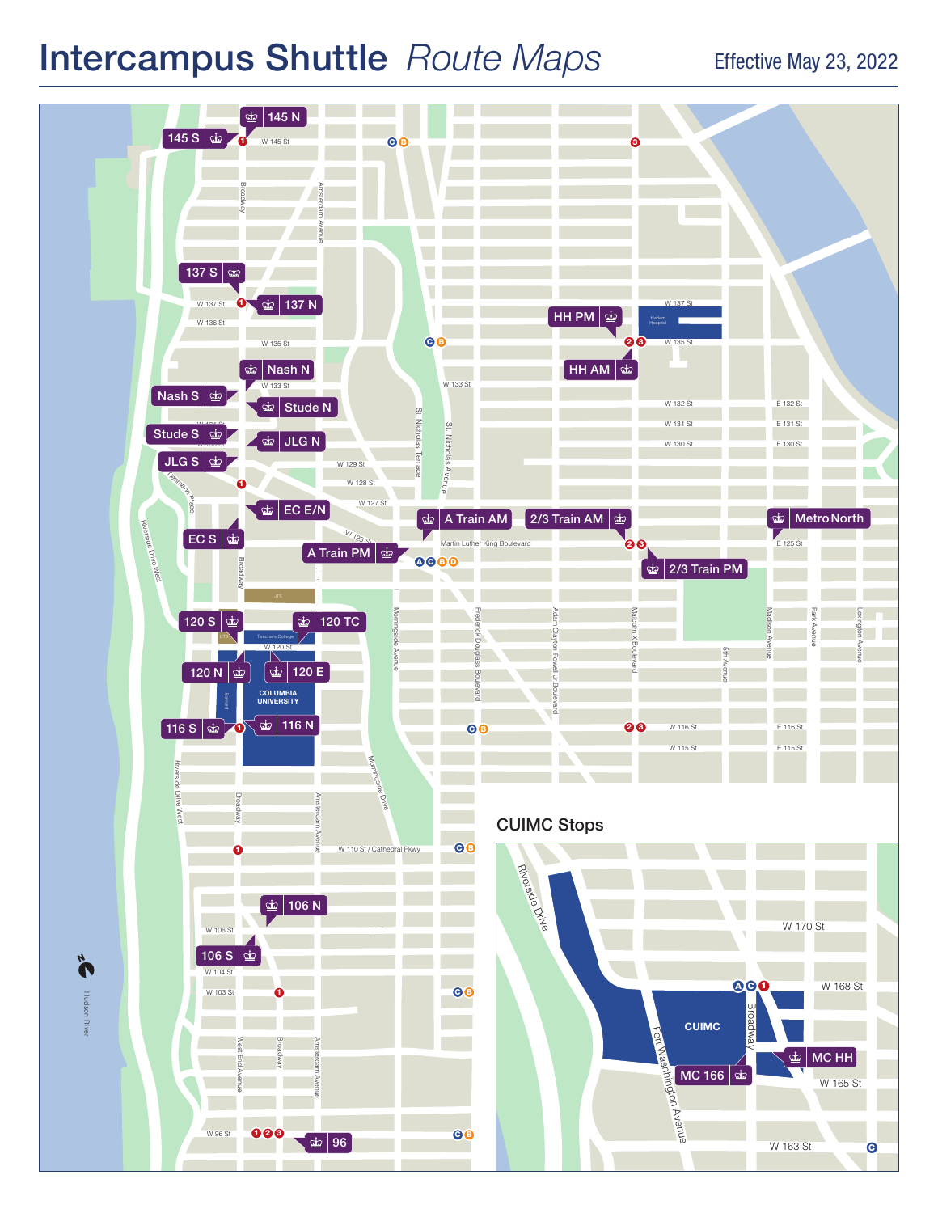# Intercampus Shuttle *Route Maps*

Effective May 23, 2022

145 N
145 S
W 145 St
Broadway
Amsterdam Avenue
137 S
137 N
W 137 St
W 136 St
W 135 St
Nash N
Nash S
W 133 St
Stude N
Stude S
JLG N
JLG S
W 129 St
W 128 St
W 127 St
Tiemann Place
EC E/N
EC S
Riverside Drive West
W 125 St
A Train PM
A Train AM
Martin Luther King Boulevard
St. Nicholas Terrace
St. Nicholas Avenue
HH PM
HH AM
Harlem Hospital
W 137 St
W 135 St
W 132 St
W 131 St
W 130 St
E 132 St
E 131 St
E 130 St
2/3 Train AM
2/3 Train PM
Metro North
E 125 St
JTS
120 S
120 TC
Teachers College
W 120 St
120 N
120 E
Barnard
COLUMBIA UNIVERSITY
116 S
116 N
Morningside Avenue
Frederick Douglass Boulevard
Adam Clayton Powell Jr Boulevard
Malcolm X Boulevard
5th Avenue
Madison Avenue
Park Avenue
Lexington Avenue
W 116 St
W 115 St
E 116 St
E 115 St
Morningside Drive
Riverside Drive West
W 110 St / Cathedral Pkwy
106 N
106 S
W 106 St
W 104 St
W 103 St
West End Avenue
Broadway
Amsterdam Avenue
W 96 St
96
Hudson River

## CUIMC Stops

Riverside Drive
W 170 St
W 168 St
CUIMC
Broadway
Fort Washington Avenue
MC HH
MC 166
W 165 St
W 163 St